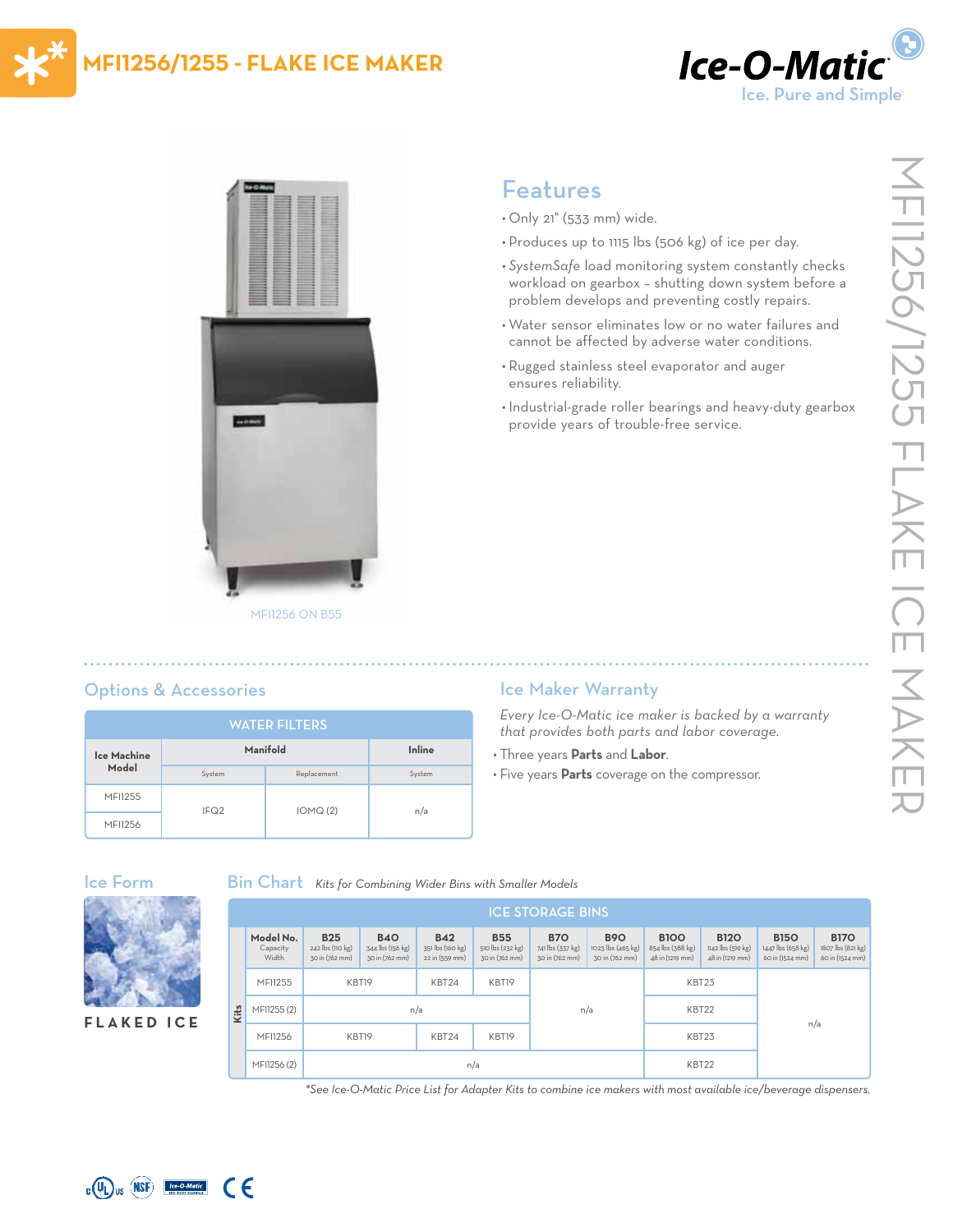# MFI1256/1255 - FLAKE ICE MAKER

**Ice-O-Matic**
Ice. Pure and Simple

MFI1256 ON B55

## Features

- Only 21" (533 mm) wide.
- Produces up to 1115 lbs (506 kg) of ice per day.
- *SystemSafe* load monitoring system constantly checks workload on gearbox – shutting down system before a problem develops and preventing costly repairs.
- Water sensor eliminates low or no water failures and cannot be affected by adverse water conditions.
- Rugged stainless steel evaporator and auger ensures reliability.
- Industrial-grade roller bearings and heavy-duty gearbox provide years of trouble-free service.

## Options & Accessories

| WATER FILTERS | | | |
|---|---|---|---|
| Ice Machine Model | Manifold | | Inline |
| | System | Replacement | System |
| MFI1255 | IFQ2 | IOMQ (2) | n/a |
| MFI1256 | IFQ2 | IOMQ (2) | n/a |

## Ice Maker Warranty

*Every Ice-O-Matic ice maker is backed by a warranty that provides both parts and labor coverage.*

- Three years **Parts** and **Labor**.
- Five years **Parts** coverage on the compressor.

## Ice Form

FLAKED ICE

## Bin Chart *Kits for Combining Wider Bins with Smaller Models*

| Kits | ICE STORAGE BINS | | | | | | | | | | |
|---|---|---|---|---|---|---|---|---|---|---|---|
| Model No. (Capacity, Width) | B25 242 lbs (110 kg) 30 in (762 mm) | B40 344 lbs (156 kg) 30 in (762 mm) | B42 351 lbs (160 kg) 22 in (559 mm) | B55 510 lbs (232 kg) 30 in (762 mm) | B70 741 lbs (337 kg) 30 in (762 mm) | B90 1023 lbs (465 kg) 30 in (762 mm) | B100 854 lbs (388 kg) 48 in (1219 mm) | B120 1142 lbs (519 kg) 48 in (1219 mm) | B150 1447 lbs (658 kg) 60 in (1524 mm) | B170 1807 lbs (821 kg) 60 in (1524 mm) |
| MFI1255 | KBT19 | KBT19 | KBT24 | KBT19 | n/a | n/a | KBT23 | KBT23 | n/a | n/a |
| MFI1255 (2) | n/a | n/a | n/a | n/a | n/a | n/a | KBT22 | KBT22 | n/a | n/a |
| MFI1256 | KBT19 | KBT19 | KBT24 | KBT19 | n/a | n/a | KBT23 | KBT23 | n/a | n/a |
| MFI1256 (2) | n/a | n/a | n/a | n/a | n/a | n/a | KBT22 | KBT22 | n/a | n/a |

*\*See Ice-O-Matic Price List for Adapter Kits to combine ice makers with most available ice/beverage dispensers.*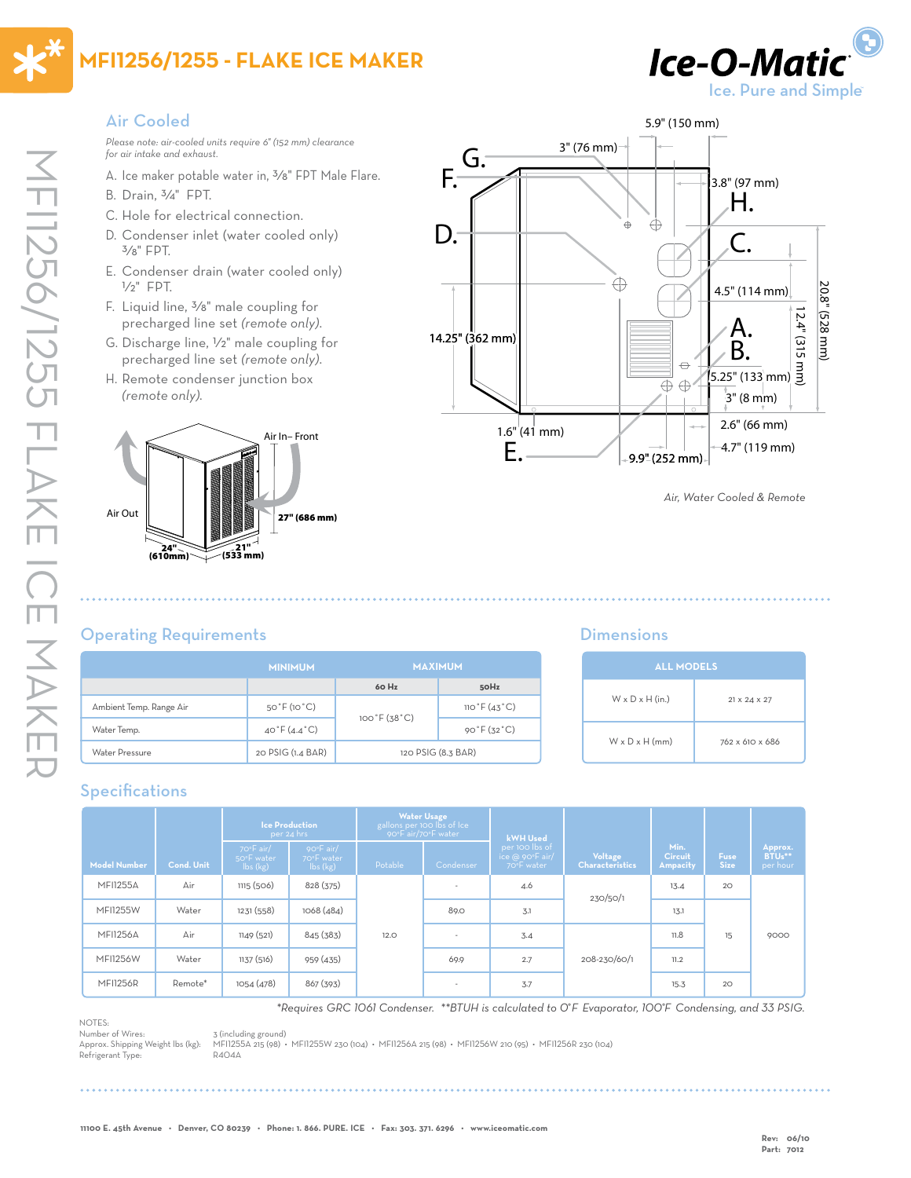# MFI1256/1255 - FLAKE ICE MAKER

Ice-O-Matic
Ice. Pure and Simple

## Air Cooled

*Please note: air-cooled units require 6" (152 mm) clearance for air intake and exhaust.*

A. Ice maker potable water in, 3/8" FPT Male Flare.
B. Drain, 3/4" FPT.
C. Hole for electrical connection.
D. Condenser inlet (water cooled only) 3/8" FPT.
E. Condenser drain (water cooled only) 1/2" FPT.
F. Liquid line, 3/8" male coupling for precharged line set *(remote only)*.
G. Discharge line, 1/2" male coupling for precharged line set *(remote only)*.
H. Remote condenser junction box *(remote only)*.

Air In– Front
Air Out
27" (686 mm)
24" (610mm)
21" (533 mm)

5.9" (150 mm)
3" (76 mm)
3.8" (97 mm)
4.5" (114 mm)
14.25" (362 mm)
12.4" (315 mm)
20.8" (528 mm)
5.25" (133 mm)
3" (8 mm)
1.6" (41 mm)
2.6" (66 mm)
4.7" (119 mm)
9.9" (252 mm)

Air, Water Cooled & Remote

## Operating Requirements

| | MINIMUM | MAXIMUM | |
|---|---|---|---|
| | | 60 Hz | 50Hz |
| Ambient Temp. Range Air | 50°F (10°C) | 100°F (38°C) | 110°F (43°C) |
| Water Temp. | 40°F (4.4°C) | | 90°F (32°C) |
| Water Pressure | 20 PSIG (1.4 BAR) | 120 PSIG (8.3 BAR) | |

## Dimensions

| ALL MODELS | |
|---|---|
| W x D x H (in.) | 21 x 24 x 27 |
| W x D x H (mm) | 762 x 610 x 686 |

## Specifications

| Model Number | Cond. Unit | Ice Production per 24 hrs | | Water Usage gallons per 100 lbs of Ice 90°F air/70°F water | | kWH Used per 100 lbs of ice @ 90°F air/ 70°F water | Voltage Characteristics | Min. Circuit Ampacity | Fuse Size | Approx. BTUs** per hour |
|---|---|---|---|---|---|---|---|---|---|---|
| | | 70°F air/ 50°F water lbs (kg) | 90°F air/ 70°F water lbs (kg) | Potable | Condenser | | | | | |
| MFI1255A | Air | 1115 (506) | 828 (375) | 12.0 | - | 4.6 | 230/50/1 | 13.4 | 20 | 9000 |
| MFI1255W | Water | 1231 (558) | 1068 (484) | | 89.0 | 3.1 | | 13.1 | 15 | |
| MFI1256A | Air | 1149 (521) | 845 (383) | | - | 3.4 | 208-230/60/1 | 11.8 | | |
| MFI1256W | Water | 1137 (516) | 959 (435) | | 69.9 | 2.7 | | 11.2 | | |
| MFI1256R | Remote* | 1054 (478) | 867 (393) | | - | 3.7 | | 15.3 | 20 | |

*\*Requires GRC 1061 Condenser. \*\*BTUH is calculated to 0°F Evaporator, 100°F Condensing, and 33 PSIG.*

NOTES:
Number of Wires: 3 (including ground)
Approx. Shipping Weight lbs (kg): MFI1255A 215 (98) • MFI1255W 230 (104) • MFI1256A 215 (98) • MFI1256W 210 (95) • MFI1256R 230 (104)
Refrigerant Type: R404A

11100 E. 45th Avenue • Denver, CO 80239 • Phone: 1. 866. PURE. ICE • Fax: 303. 371. 6296 • www.iceomatic.com

Rev: 06/10
Part: 7012